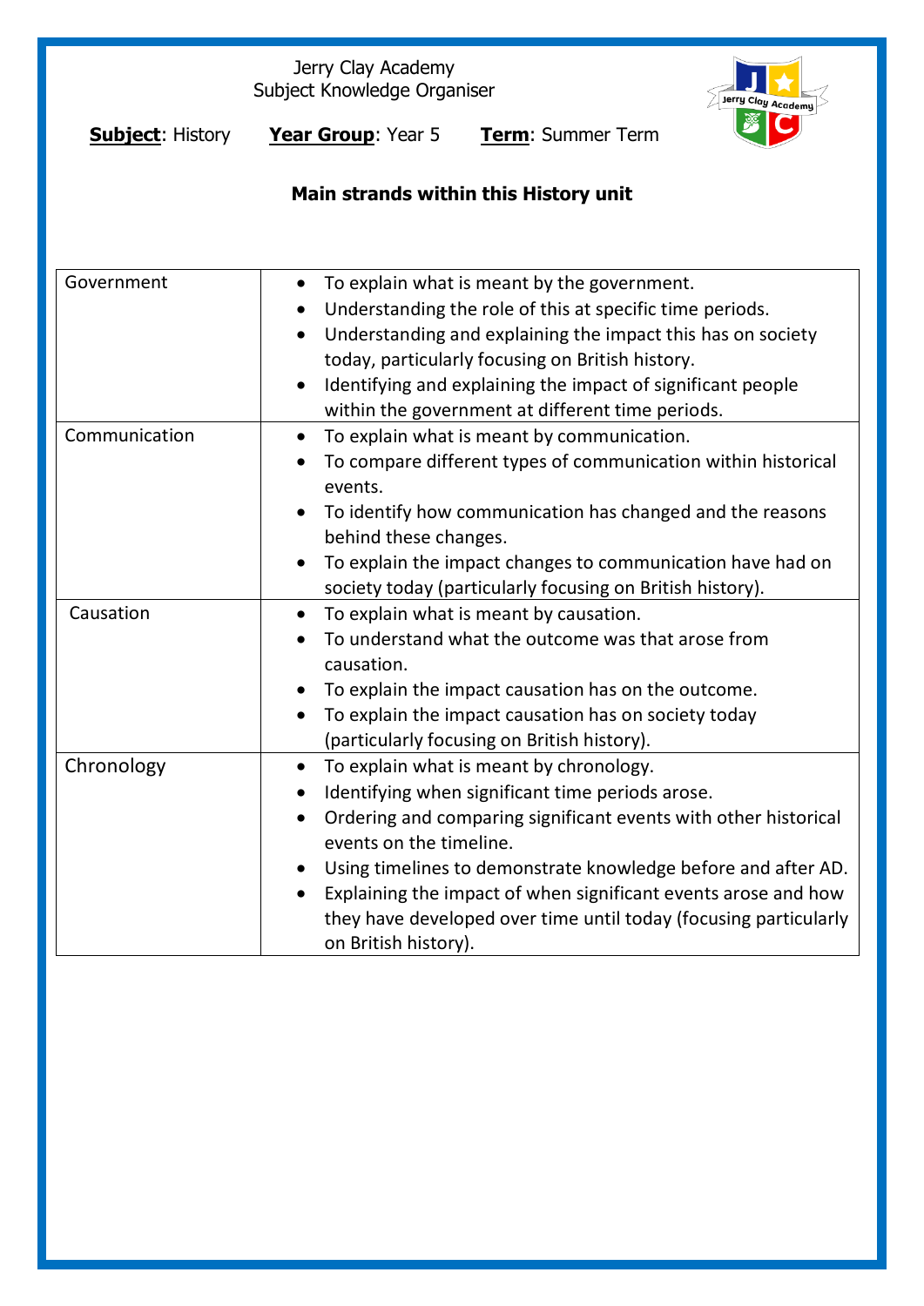Jerry Clay Academy
Subject Knowledge Organiser

**Subject**: History **Year Group**: Year 5 **Term**: Summer Term

**Main strands within this History unit**

| | |
|---|---|
| Government | • To explain what is meant by the government.<br>• Understanding the role of this at specific time periods.<br>• Understanding and explaining the impact this has on society today, particularly focusing on British history.<br>• Identifying and explaining the impact of significant people within the government at different time periods. |
| Communication | • To explain what is meant by communication.<br>• To compare different types of communication within historical events.<br>• To identify how communication has changed and the reasons behind these changes.<br>• To explain the impact changes to communication have had on society today (particularly focusing on British history). |
| Causation | • To explain what is meant by causation.<br>• To understand what the outcome was that arose from causation.<br>• To explain the impact causation has on the outcome.<br>• To explain the impact causation has on society today (particularly focusing on British history). |
| Chronology | • To explain what is meant by chronology.<br>• Identifying when significant time periods arose.<br>• Ordering and comparing significant events with other historical events on the timeline.<br>• Using timelines to demonstrate knowledge before and after AD.<br>• Explaining the impact of when significant events arose and how they have developed over time until today (focusing particularly on British history). |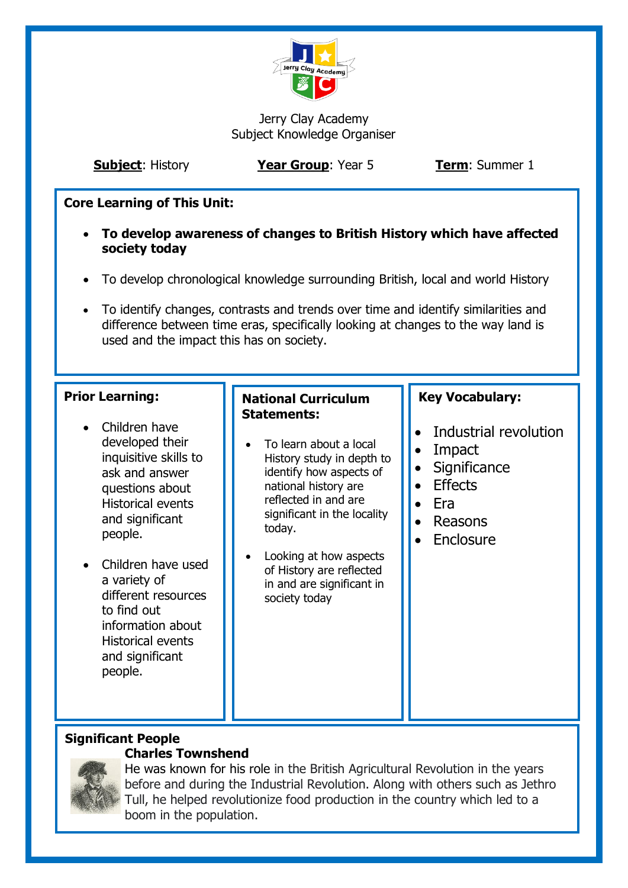Jerry Clay Academy
Subject Knowledge Organiser

**Subject**: History **Year Group**: Year 5 **Term**: Summer 1

**Core Learning of This Unit:**

- **To develop awareness of changes to British History which have affected society today**
- To develop chronological knowledge surrounding British, local and world History
- To identify changes, contrasts and trends over time and identify similarities and difference between time eras, specifically looking at changes to the way land is used and the impact this has on society.

**Prior Learning:**

- Children have developed their inquisitive skills to ask and answer questions about Historical events and significant people.
- Children have used a variety of different resources to find out information about Historical events and significant people.

**National Curriculum Statements:**

- To learn about a local History study in depth to identify how aspects of national history are reflected in and are significant in the locality today.
- Looking at how aspects of History are reflected in and are significant in society today

**Key Vocabulary:**

- Industrial revolution
- Impact
- Significance
- Effects
- Era
- Reasons
- Enclosure

**Significant People**

**Charles Townshend**

He was known for his role in the British Agricultural Revolution in the years before and during the Industrial Revolution. Along with others such as Jethro Tull, he helped revolutionize food production in the country which led to a boom in the population.